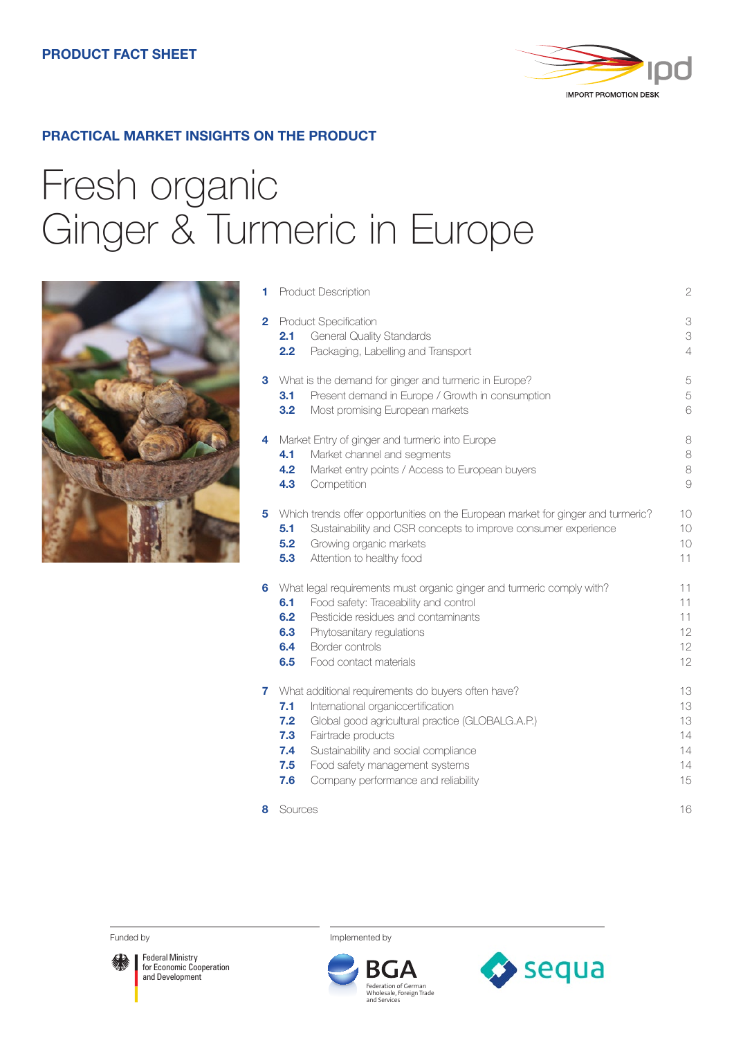**PRODUCT FACT SHEET**

IMPORT PROMOTION DESK

**PRACTICAL MARKET INSIGHTS ON THE PRODUCT**

# Fresh organic Ginger & Turmeric in Europe

| | | |
|---|---|---|
| **1** | Product Description | 2 |
| **2** | Product Specification | 3 |
| **2.1** | General Quality Standards | 3 |
| **2.2** | Packaging, Labelling and Transport | 4 |
| **3** | What is the demand for ginger and turmeric in Europe? | 5 |
| **3.1** | Present demand in Europe / Growth in consumption | 5 |
| **3.2** | Most promising European markets | 6 |
| **4** | Market Entry of ginger and turmeric into Europe | 8 |
| **4.1** | Market channel and segments | 8 |
| **4.2** | Market entry points / Access to European buyers | 8 |
| **4.3** | Competition | 9 |
| **5** | Which trends offer opportunities on the European market for ginger and turmeric? | 10 |
| **5.1** | Sustainability and CSR concepts to improve consumer experience | 10 |
| **5.2** | Growing organic markets | 10 |
| **5.3** | Attention to healthy food | 11 |
| **6** | What legal requirements must organic ginger and turmeric comply with? | 11 |
| **6.1** | Food safety: Traceability and control | 11 |
| **6.2** | Pesticide residues and contaminants | 11 |
| **6.3** | Phytosanitary regulations | 12 |
| **6.4** | Border controls | 12 |
| **6.5** | Food contact materials | 12 |
| **7** | What additional requirements do buyers often have? | 13 |
| **7.1** | International organiccertification | 13 |
| **7.2** | Global good agricultural practice (GLOBALG.A.P.) | 13 |
| **7.3** | Fairtrade products | 14 |
| **7.4** | Sustainability and social compliance | 14 |
| **7.5** | Food safety management systems | 14 |
| **7.6** | Company performance and reliability | 15 |
| **8** | Sources | 16 |

Funded by

Federal Ministry for Economic Cooperation and Development

Implemented by

BGA Federation of German Wholesale, Foreign Trade and Services

sequa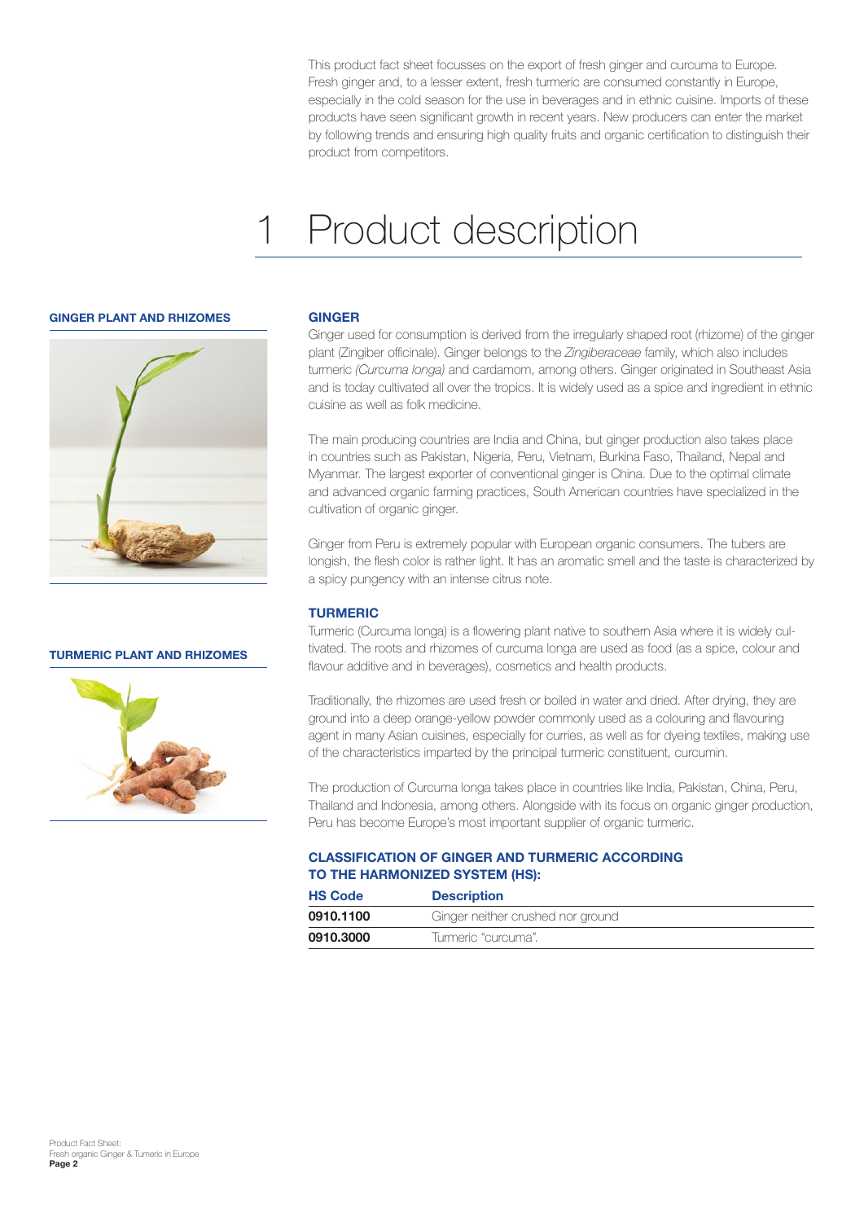This product fact sheet focusses on the export of fresh ginger and curcuma to Europe. Fresh ginger and, to a lesser extent, fresh turmeric are consumed constantly in Europe, especially in the cold season for the use in beverages and in ethnic cuisine. Imports of these products have seen significant growth in recent years. New producers can enter the market by following trends and ensuring high quality fruits and organic certification to distinguish their product from competitors.

# 1 Product description

**GINGER PLANT AND RHIZOMES**

**TURMERIC PLANT AND RHIZOMES**

### GINGER

Ginger used for consumption is derived from the irregularly shaped root (rhizome) of the ginger plant (Zingiber officinale). Ginger belongs to the *Zingiberaceae* family, which also includes turmeric *(Curcuma longa)* and cardamom, among others. Ginger originated in Southeast Asia and is today cultivated all over the tropics. It is widely used as a spice and ingredient in ethnic cuisine as well as folk medicine.

The main producing countries are India and China, but ginger production also takes place in countries such as Pakistan, Nigeria, Peru, Vietnam, Burkina Faso, Thailand, Nepal and Myanmar. The largest exporter of conventional ginger is China. Due to the optimal climate and advanced organic farming practices, South American countries have specialized in the cultivation of organic ginger.

Ginger from Peru is extremely popular with European organic consumers. The tubers are longish, the flesh color is rather light. It has an aromatic smell and the taste is characterized by a spicy pungency with an intense citrus note.

### TURMERIC

Turmeric (Curcuma longa) is a flowering plant native to southern Asia where it is widely cultivated. The roots and rhizomes of curcuma longa are used as food (as a spice, colour and flavour additive and in beverages), cosmetics and health products.

Traditionally, the rhizomes are used fresh or boiled in water and dried. After drying, they are ground into a deep orange-yellow powder commonly used as a colouring and flavouring agent in many Asian cuisines, especially for curries, as well as for dyeing textiles, making use of the characteristics imparted by the principal turmeric constituent, curcumin.

The production of Curcuma longa takes place in countries like India, Pakistan, China, Peru, Thailand and Indonesia, among others. Alongside with its focus on organic ginger production, Peru has become Europe's most important supplier of organic turmeric.

### CLASSIFICATION OF GINGER AND TURMERIC ACCORDING TO THE HARMONIZED SYSTEM (HS):

| HS Code | Description |
|---|---|
| **0910.1100** | Ginger neither crushed nor ground |
| **0910.3000** | Turmeric "curcuma". |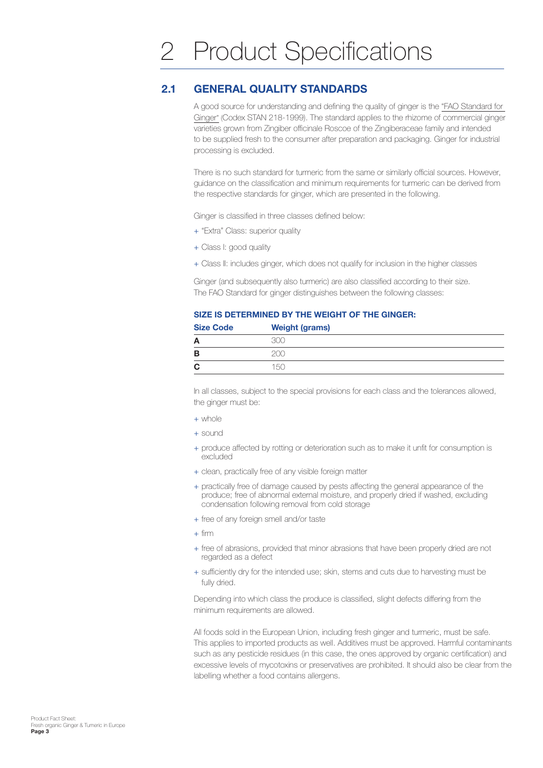# 2 Product Specifications

## 2.1 GENERAL QUALITY STANDARDS

A good source for understanding and defining the quality of ginger is the "FAO Standard for Ginger" (Codex STAN 218-1999). The standard applies to the rhizome of commercial ginger varieties grown from Zingiber officinale Roscoe of the Zingiberaceae family and intended to be supplied fresh to the consumer after preparation and packaging. Ginger for industrial processing is excluded.

There is no such standard for turmeric from the same or similarly official sources. However, guidance on the classification and minimum requirements for turmeric can be derived from the respective standards for ginger, which are presented in the following.

Ginger is classified in three classes defined below:

+ "Extra" Class: superior quality
+ Class I: good quality
+ Class II: includes ginger, which does not qualify for inclusion in the higher classes

Ginger (and subsequently also turmeric) are also classified according to their size. The FAO Standard for ginger distinguishes between the following classes:

**SIZE IS DETERMINED BY THE WEIGHT OF THE GINGER:**

| Size Code | Weight (grams) |
|---|---|
| A | 300 |
| B | 200 |
| C | 150 |

In all classes, subject to the special provisions for each class and the tolerances allowed, the ginger must be:

+ whole
+ sound
+ produce affected by rotting or deterioration such as to make it unfit for consumption is excluded
+ clean, practically free of any visible foreign matter
+ practically free of damage caused by pests affecting the general appearance of the produce; free of abnormal external moisture, and properly dried if washed, excluding condensation following removal from cold storage
+ free of any foreign smell and/or taste
+ firm
+ free of abrasions, provided that minor abrasions that have been properly dried are not regarded as a defect
+ sufficiently dry for the intended use; skin, stems and cuts due to harvesting must be fully dried.

Depending into which class the produce is classified, slight defects differing from the minimum requirements are allowed.

All foods sold in the European Union, including fresh ginger and turmeric, must be safe. This applies to imported products as well. Additives must be approved. Harmful contaminants such as any pesticide residues (in this case, the ones approved by organic certification) and excessive levels of mycotoxins or preservatives are prohibited. It should also be clear from the labelling whether a food contains allergens.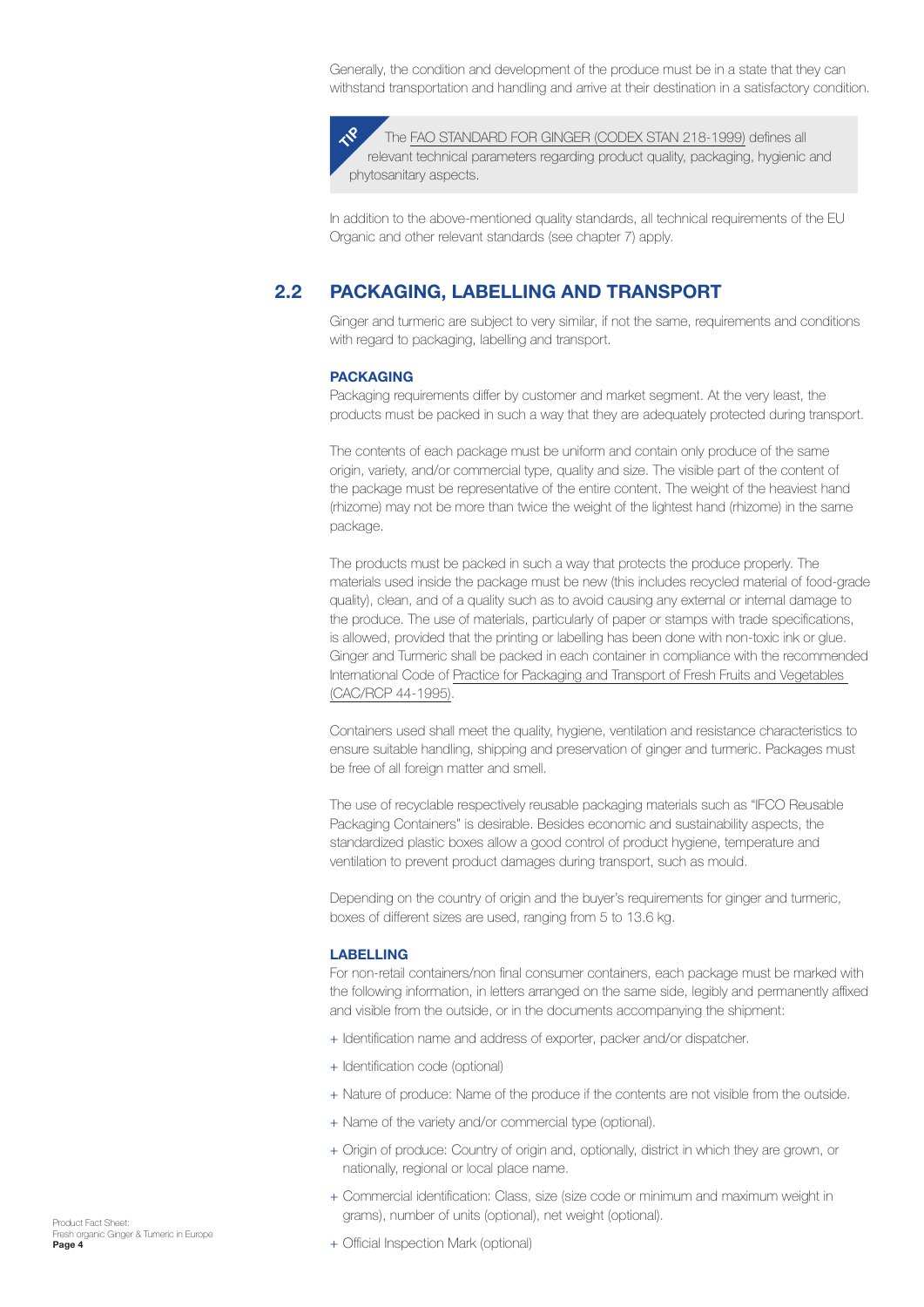Generally, the condition and development of the produce must be in a state that they can withstand transportation and handling and arrive at their destination in a satisfactory condition.

> **TIP** The FAO STANDARD FOR GINGER (CODEX STAN 218-1999) defines all relevant technical parameters regarding product quality, packaging, hygienic and phytosanitary aspects.

In addition to the above-mentioned quality standards, all technical requirements of the EU Organic and other relevant standards (see chapter 7) apply.

## 2.2 PACKAGING, LABELLING AND TRANSPORT

Ginger and turmeric are subject to very similar, if not the same, requirements and conditions with regard to packaging, labelling and transport.

### PACKAGING

Packaging requirements differ by customer and market segment. At the very least, the products must be packed in such a way that they are adequately protected during transport.

The contents of each package must be uniform and contain only produce of the same origin, variety, and/or commercial type, quality and size. The visible part of the content of the package must be representative of the entire content. The weight of the heaviest hand (rhizome) may not be more than twice the weight of the lightest hand (rhizome) in the same package.

The products must be packed in such a way that protects the produce properly. The materials used inside the package must be new (this includes recycled material of food-grade quality), clean, and of a quality such as to avoid causing any external or internal damage to the produce. The use of materials, particularly of paper or stamps with trade specifications, is allowed, provided that the printing or labelling has been done with non-toxic ink or glue. Ginger and Turmeric shall be packed in each container in compliance with the recommended International Code of Practice for Packaging and Transport of Fresh Fruits and Vegetables (CAC/RCP 44-1995).

Containers used shall meet the quality, hygiene, ventilation and resistance characteristics to ensure suitable handling, shipping and preservation of ginger and turmeric. Packages must be free of all foreign matter and smell.

The use of recyclable respectively reusable packaging materials such as "IFCO Reusable Packaging Containers" is desirable. Besides economic and sustainability aspects, the standardized plastic boxes allow a good control of product hygiene, temperature and ventilation to prevent product damages during transport, such as mould.

Depending on the country of origin and the buyer's requirements for ginger and turmeric, boxes of different sizes are used, ranging from 5 to 13.6 kg.

### LABELLING

For non-retail containers/non final consumer containers, each package must be marked with the following information, in letters arranged on the same side, legibly and permanently affixed and visible from the outside, or in the documents accompanying the shipment:

+ Identification name and address of exporter, packer and/or dispatcher.
+ Identification code (optional)
+ Nature of produce: Name of the produce if the contents are not visible from the outside.
+ Name of the variety and/or commercial type (optional).
+ Origin of produce: Country of origin and, optionally, district in which they are grown, or nationally, regional or local place name.
+ Commercial identification: Class, size (size code or minimum and maximum weight in grams), number of units (optional), net weight (optional).
+ Official Inspection Mark (optional)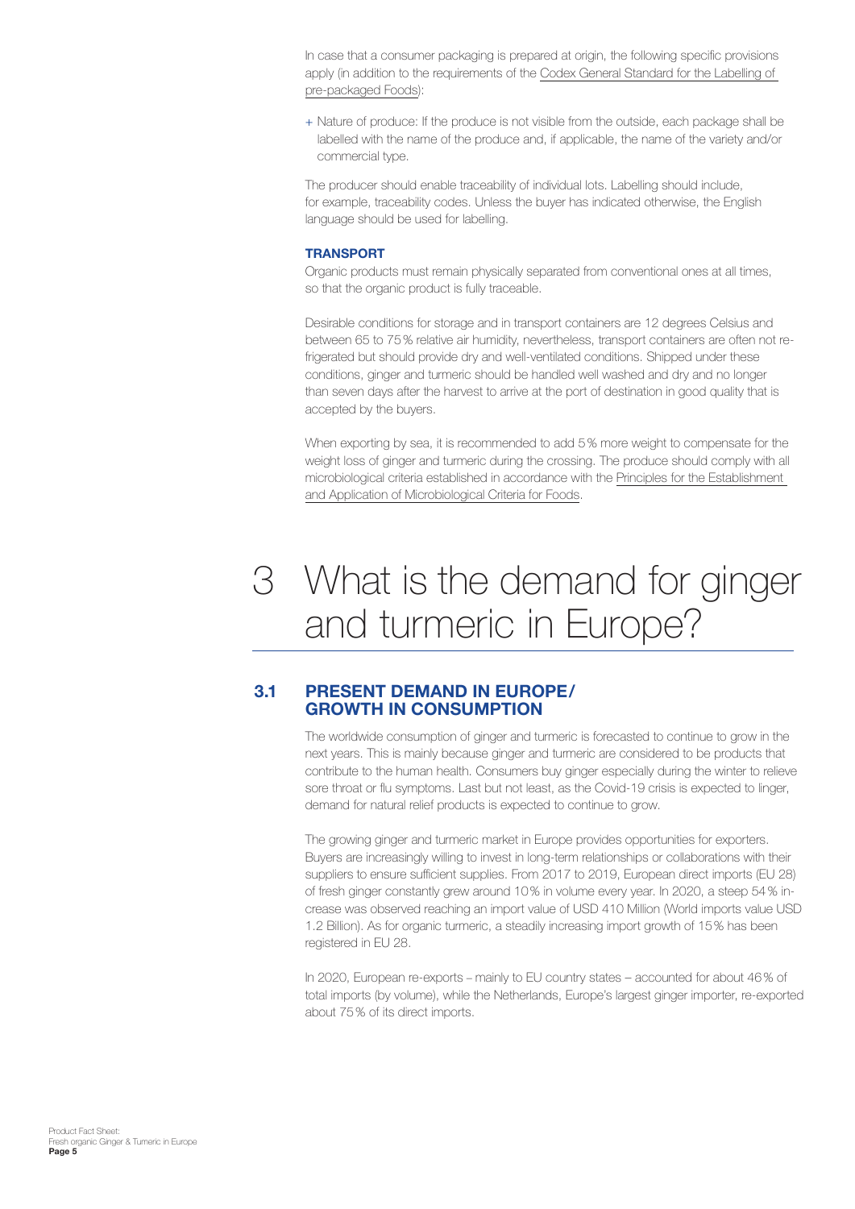In case that a consumer packaging is prepared at origin, the following specific provisions apply (in addition to the requirements of the Codex General Standard for the Labelling of pre-packaged Foods):

+ Nature of produce: If the produce is not visible from the outside, each package shall be labelled with the name of the produce and, if applicable, the name of the variety and/or commercial type.

The producer should enable traceability of individual lots. Labelling should include, for example, traceability codes. Unless the buyer has indicated otherwise, the English language should be used for labelling.

**TRANSPORT**

Organic products must remain physically separated from conventional ones at all times, so that the organic product is fully traceable.

Desirable conditions for storage and in transport containers are 12 degrees Celsius and between 65 to 75% relative air humidity, nevertheless, transport containers are often not refrigerated but should provide dry and well-ventilated conditions. Shipped under these conditions, ginger and turmeric should be handled well washed and dry and no longer than seven days after the harvest to arrive at the port of destination in good quality that is accepted by the buyers.

When exporting by sea, it is recommended to add 5% more weight to compensate for the weight loss of ginger and turmeric during the crossing. The produce should comply with all microbiological criteria established in accordance with the Principles for the Establishment and Application of Microbiological Criteria for Foods.

# 3 What is the demand for ginger and turmeric in Europe?

## 3.1 PRESENT DEMAND IN EUROPE/ GROWTH IN CONSUMPTION

The worldwide consumption of ginger and turmeric is forecasted to continue to grow in the next years. This is mainly because ginger and turmeric are considered to be products that contribute to the human health. Consumers buy ginger especially during the winter to relieve sore throat or flu symptoms. Last but not least, as the Covid-19 crisis is expected to linger, demand for natural relief products is expected to continue to grow.

The growing ginger and turmeric market in Europe provides opportunities for exporters. Buyers are increasingly willing to invest in long-term relationships or collaborations with their suppliers to ensure sufficient supplies. From 2017 to 2019, European direct imports (EU 28) of fresh ginger constantly grew around 10% in volume every year. In 2020, a steep 54% increase was observed reaching an import value of USD 410 Million (World imports value USD 1.2 Billion). As for organic turmeric, a steadily increasing import growth of 15% has been registered in EU 28.

In 2020, European re-exports – mainly to EU country states – accounted for about 46% of total imports (by volume), while the Netherlands, Europe's largest ginger importer, re-exported about 75% of its direct imports.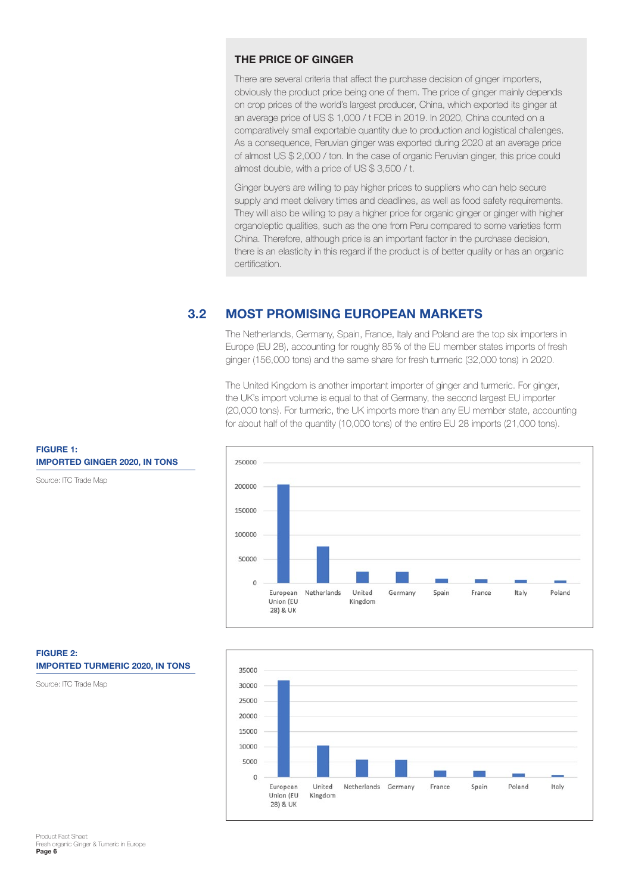### THE PRICE OF GINGER

There are several criteria that affect the purchase decision of ginger importers, obviously the product price being one of them. The price of ginger mainly depends on crop prices of the world's largest producer, China, which exported its ginger at an average price of US $ 1,000 / t FOB in 2019. In 2020, China counted on a comparatively small exportable quantity due to production and logistical challenges. As a consequence, Peruvian ginger was exported during 2020 at an average price of almost US $ 2,000 / ton. In the case of organic Peruvian ginger, this price could almost double, with a price of US $ 3,500 / t.

Ginger buyers are willing to pay higher prices to suppliers who can help secure supply and meet delivery times and deadlines, as well as food safety requirements. They will also be willing to pay a higher price for organic ginger or ginger with higher organoleptic qualities, such as the one from Peru compared to some varieties form China. Therefore, although price is an important factor in the purchase decision, there is an elasticity in this regard if the product is of better quality or has an organic certification.

## 3.2 MOST PROMISING EUROPEAN MARKETS

The Netherlands, Germany, Spain, France, Italy and Poland are the top six importers in Europe (EU 28), accounting for roughly 85 % of the EU member states imports of fresh ginger (156,000 tons) and the same share for fresh turmeric (32,000 tons) in 2020.

The United Kingdom is another important importer of ginger and turmeric. For ginger, the UK's import volume is equal to that of Germany, the second largest EU importer (20,000 tons). For turmeric, the UK imports more than any EU member state, accounting for about half of the quantity (10,000 tons) of the entire EU 28 imports (21,000 tons).

**FIGURE 1: IMPORTED GINGER 2020, IN TONS**

Source: ITC Trade Map

**FIGURE 2: IMPORTED TURMERIC 2020, IN TONS**

Source: ITC Trade Map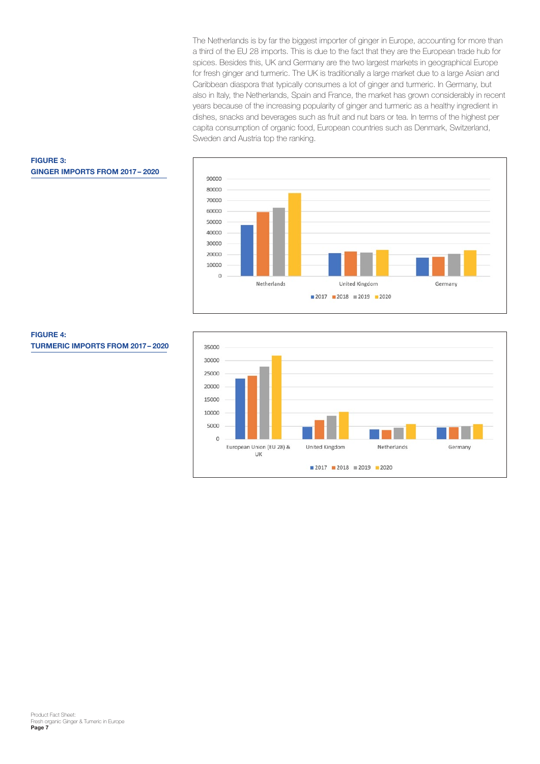The Netherlands is by far the biggest importer of ginger in Europe, accounting for more than a third of the EU 28 imports. This is due to the fact that they are the European trade hub for spices. Besides this, UK and Germany are the two largest markets in geographical Europe for fresh ginger and turmeric. The UK is traditionally a large market due to a large Asian and Caribbean diaspora that typically consumes a lot of ginger and turmeric. In Germany, but also in Italy, the Netherlands, Spain and France, the market has grown considerably in recent years because of the increasing popularity of ginger and turmeric as a healthy ingredient in dishes, snacks and beverages such as fruit and nut bars or tea. In terms of the highest per capita consumption of organic food, European countries such as Denmark, Switzerland, Sweden and Austria top the ranking.

**FIGURE 3:**
**GINGER IMPORTS FROM 2017 – 2020**

**FIGURE 4:**
**TURMERIC IMPORTS FROM 2017 – 2020**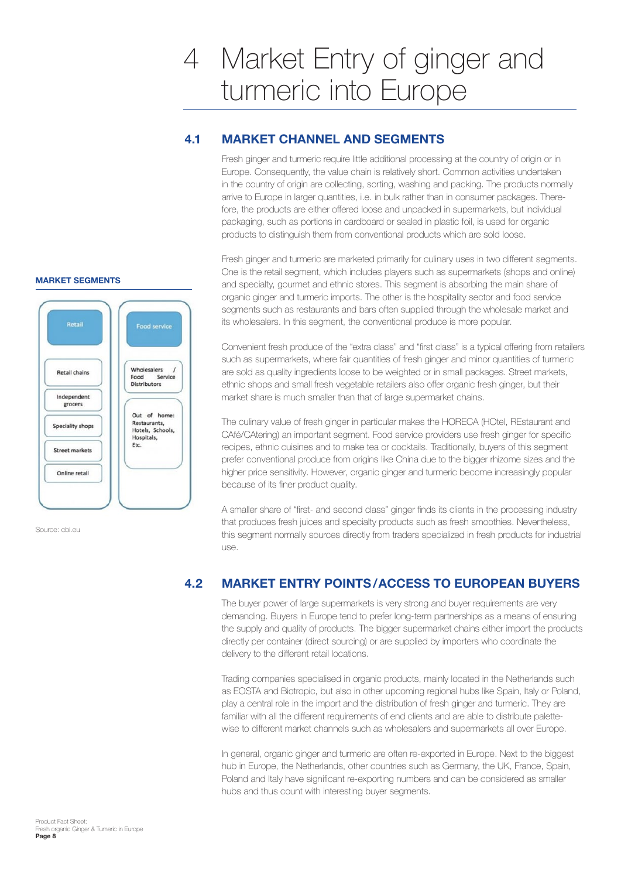# 4 Market Entry of ginger and turmeric into Europe

## 4.1 MARKET CHANNEL AND SEGMENTS

Fresh ginger and turmeric require little additional processing at the country of origin or in Europe. Consequently, the value chain is relatively short. Common activities undertaken in the country of origin are collecting, sorting, washing and packing. The products normally arrive to Europe in larger quantities, i.e. in bulk rather than in consumer packages. Therefore, the products are either offered loose and unpacked in supermarkets, but individual packaging, such as portions in cardboard or sealed in plastic foil, is used for organic products to distinguish them from conventional products which are sold loose.

Fresh ginger and turmeric are marketed primarily for culinary uses in two different segments. One is the retail segment, which includes players such as supermarkets (shops and online) and specialty, gourmet and ethnic stores. This segment is absorbing the main share of organic ginger and turmeric imports. The other is the hospitality sector and food service segments such as restaurants and bars often supplied through the wholesale market and its wholesalers. In this segment, the conventional produce is more popular.

**MARKET SEGMENTS**

| Retail | Food service |
| --- | --- |
| Retail chains | Wholesalers / Food Service Distributors |
| Independent grocers | Out of home: Restaurants, Hotels, Schools, Hospitals, Etc. |
| Speciality shops | |
| Street markets | |
| Online retail | |

Source: cbi.eu

Convenient fresh produce of the "extra class" and "first class" is a typical offering from retailers such as supermarkets, where fair quantities of fresh ginger and minor quantities of turmeric are sold as quality ingredients loose to be weighted or in small packages. Street markets, ethnic shops and small fresh vegetable retailers also offer organic fresh ginger, but their market share is much smaller than that of large supermarket chains.

The culinary value of fresh ginger in particular makes the HORECA (HOtel, REstaurant and CAfé/CAtering) an important segment. Food service providers use fresh ginger for specific recipes, ethnic cuisines and to make tea or cocktails. Traditionally, buyers of this segment prefer conventional produce from origins like China due to the bigger rhizome sizes and the higher price sensitivity. However, organic ginger and turmeric become increasingly popular because of its finer product quality.

A smaller share of "first- and second class" ginger finds its clients in the processing industry that produces fresh juices and specialty products such as fresh smoothies. Nevertheless, this segment normally sources directly from traders specialized in fresh products for industrial use.

## 4.2 MARKET ENTRY POINTS / ACCESS TO EUROPEAN BUYERS

The buyer power of large supermarkets is very strong and buyer requirements are very demanding. Buyers in Europe tend to prefer long-term partnerships as a means of ensuring the supply and quality of products. The bigger supermarket chains either import the products directly per container (direct sourcing) or are supplied by importers who coordinate the delivery to the different retail locations.

Trading companies specialised in organic products, mainly located in the Netherlands such as EOSTA and Biotropic, but also in other upcoming regional hubs like Spain, Italy or Poland, play a central role in the import and the distribution of fresh ginger and turmeric. They are familiar with all the different requirements of end clients and are able to distribute palette-wise to different market channels such as wholesalers and supermarkets all over Europe.

In general, organic ginger and turmeric are often re-exported in Europe. Next to the biggest hub in Europe, the Netherlands, other countries such as Germany, the UK, France, Spain, Poland and Italy have significant re-exporting numbers and can be considered as smaller hubs and thus count with interesting buyer segments.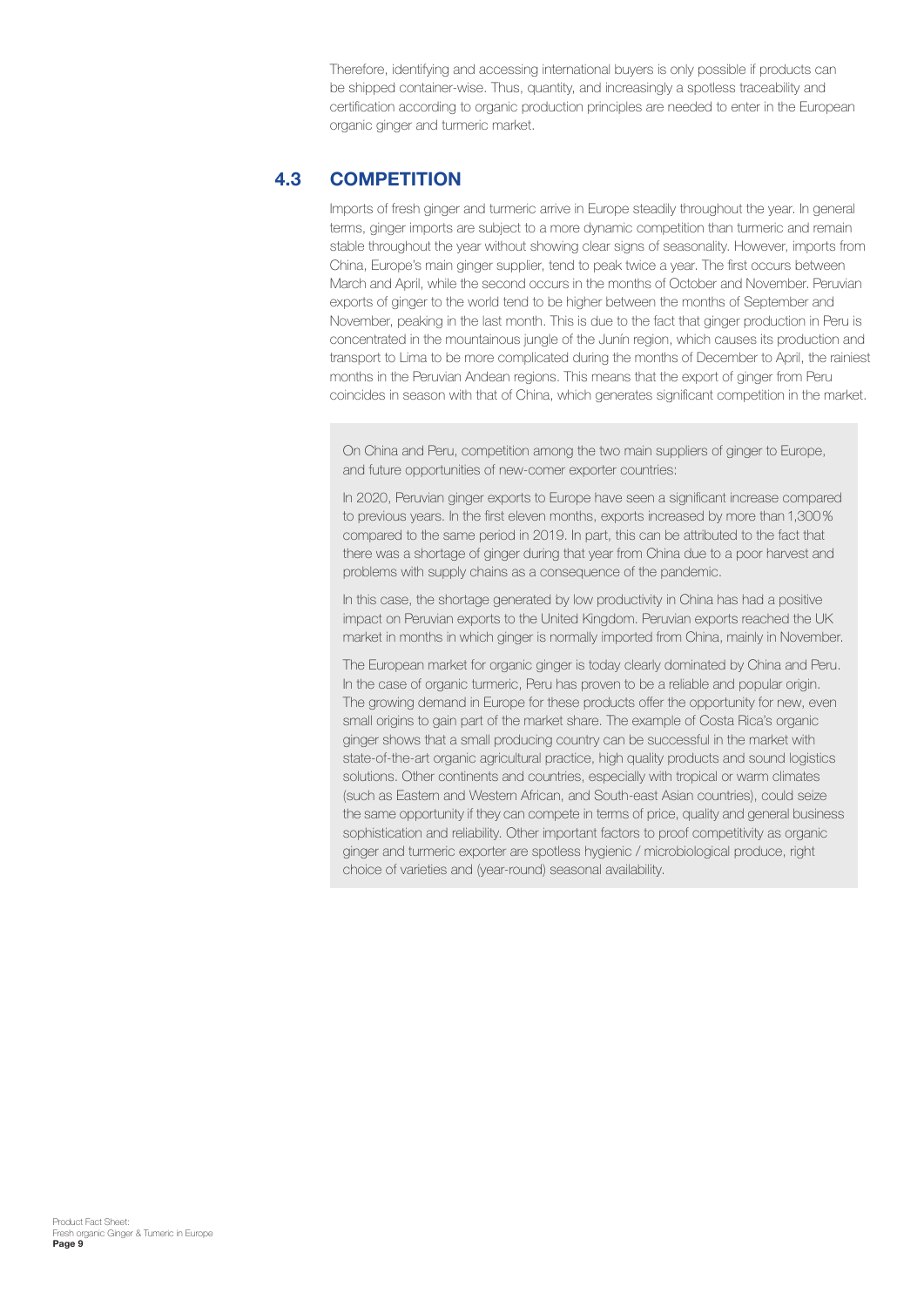Therefore, identifying and accessing international buyers is only possible if products can be shipped container-wise. Thus, quantity, and increasingly a spotless traceability and certification according to organic production principles are needed to enter in the European organic ginger and turmeric market.

## 4.3 COMPETITION

Imports of fresh ginger and turmeric arrive in Europe steadily throughout the year. In general terms, ginger imports are subject to a more dynamic competition than turmeric and remain stable throughout the year without showing clear signs of seasonality. However, imports from China, Europe's main ginger supplier, tend to peak twice a year. The first occurs between March and April, while the second occurs in the months of October and November. Peruvian exports of ginger to the world tend to be higher between the months of September and November, peaking in the last month. This is due to the fact that ginger production in Peru is concentrated in the mountainous jungle of the Junín region, which causes its production and transport to Lima to be more complicated during the months of December to April, the rainiest months in the Peruvian Andean regions. This means that the export of ginger from Peru coincides in season with that of China, which generates significant competition in the market.

On China and Peru, competition among the two main suppliers of ginger to Europe, and future opportunities of new-comer exporter countries:

In 2020, Peruvian ginger exports to Europe have seen a significant increase compared to previous years. In the first eleven months, exports increased by more than 1,300% compared to the same period in 2019. In part, this can be attributed to the fact that there was a shortage of ginger during that year from China due to a poor harvest and problems with supply chains as a consequence of the pandemic.

In this case, the shortage generated by low productivity in China has had a positive impact on Peruvian exports to the United Kingdom. Peruvian exports reached the UK market in months in which ginger is normally imported from China, mainly in November.

The European market for organic ginger is today clearly dominated by China and Peru. In the case of organic turmeric, Peru has proven to be a reliable and popular origin. The growing demand in Europe for these products offer the opportunity for new, even small origins to gain part of the market share. The example of Costa Rica's organic ginger shows that a small producing country can be successful in the market with state-of-the-art organic agricultural practice, high quality products and sound logistics solutions. Other continents and countries, especially with tropical or warm climates (such as Eastern and Western African, and South-east Asian countries), could seize the same opportunity if they can compete in terms of price, quality and general business sophistication and reliability. Other important factors to proof competitivity as organic ginger and turmeric exporter are spotless hygienic / microbiological produce, right choice of varieties and (year-round) seasonal availability.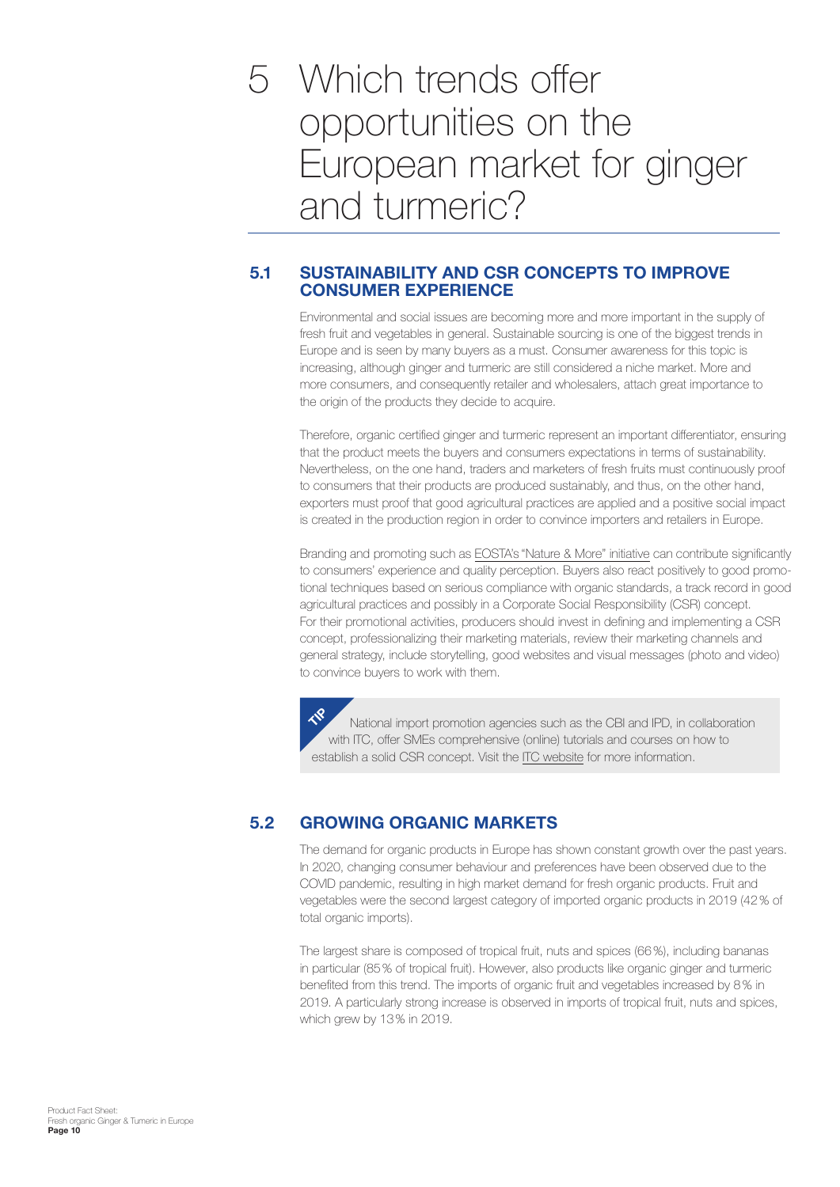# 5 Which trends offer opportunities on the European market for ginger and turmeric?

## 5.1 SUSTAINABILITY AND CSR CONCEPTS TO IMPROVE CONSUMER EXPERIENCE

Environmental and social issues are becoming more and more important in the supply of fresh fruit and vegetables in general. Sustainable sourcing is one of the biggest trends in Europe and is seen by many buyers as a must. Consumer awareness for this topic is increasing, although ginger and turmeric are still considered a niche market. More and more consumers, and consequently retailer and wholesalers, attach great importance to the origin of the products they decide to acquire.

Therefore, organic certified ginger and turmeric represent an important differentiator, ensuring that the product meets the buyers and consumers expectations in terms of sustainability. Nevertheless, on the one hand, traders and marketers of fresh fruits must continuously proof to consumers that their products are produced sustainably, and thus, on the other hand, exporters must proof that good agricultural practices are applied and a positive social impact is created in the production region in order to convince importers and retailers in Europe.

Branding and promoting such as EOSTA's "Nature & More" initiative can contribute significantly to consumers' experience and quality perception. Buyers also react positively to good promotional techniques based on serious compliance with organic standards, a track record in good agricultural practices and possibly in a Corporate Social Responsibility (CSR) concept. For their promotional activities, producers should invest in defining and implementing a CSR concept, professionalizing their marketing materials, review their marketing channels and general strategy, include storytelling, good websites and visual messages (photo and video) to convince buyers to work with them.

> **TIP** National import promotion agencies such as the CBI and IPD, in collaboration with ITC, offer SMEs comprehensive (online) tutorials and courses on how to establish a solid CSR concept. Visit the ITC website for more information.

## 5.2 GROWING ORGANIC MARKETS

The demand for organic products in Europe has shown constant growth over the past years. In 2020, changing consumer behaviour and preferences have been observed due to the COVID pandemic, resulting in high market demand for fresh organic products. Fruit and vegetables were the second largest category of imported organic products in 2019 (42 % of total organic imports).

The largest share is composed of tropical fruit, nuts and spices (66 %), including bananas in particular (85 % of tropical fruit). However, also products like organic ginger and turmeric benefited from this trend. The imports of organic fruit and vegetables increased by 8 % in 2019. A particularly strong increase is observed in imports of tropical fruit, nuts and spices, which grew by 13 % in 2019.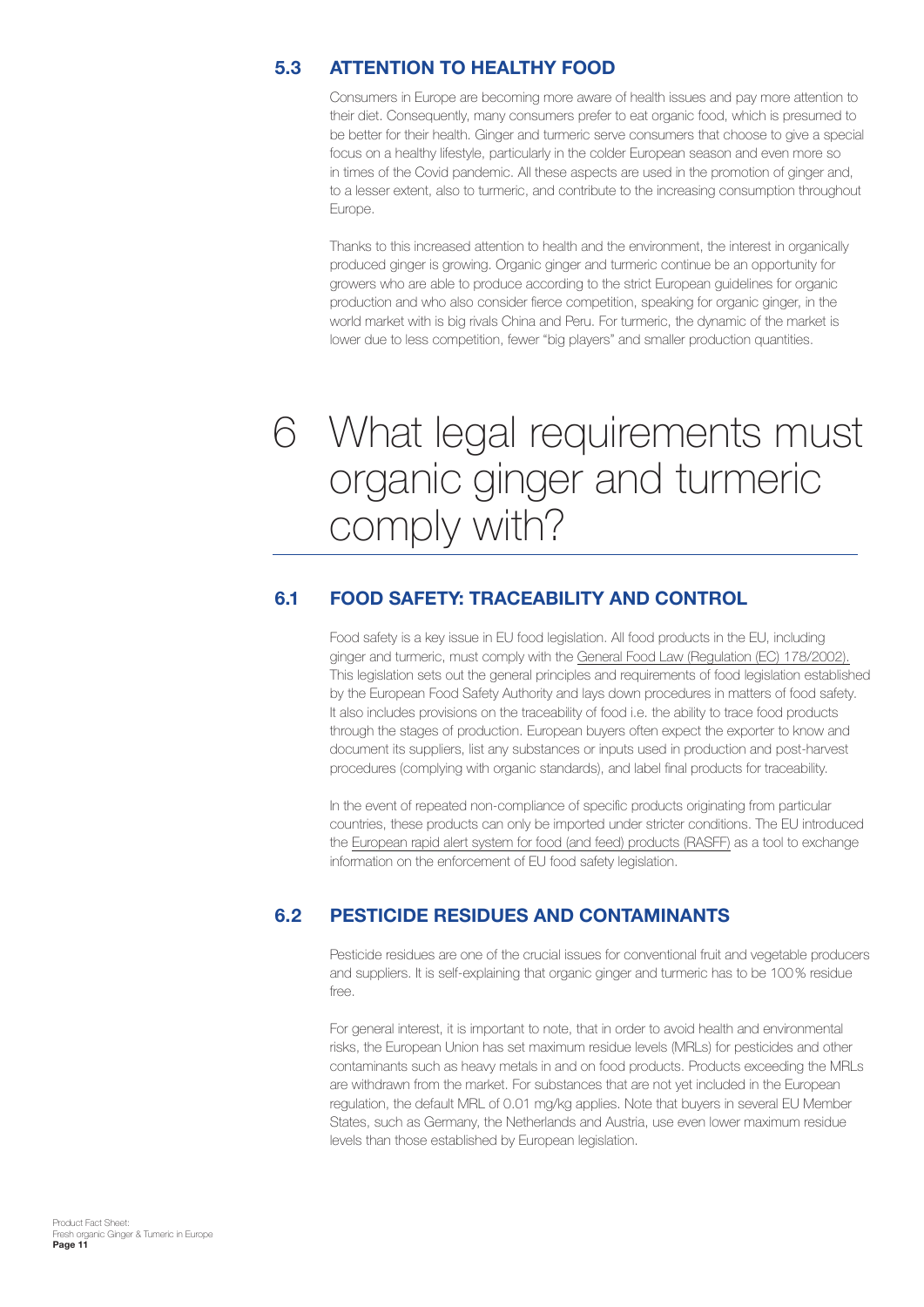### 5.3 ATTENTION TO HEALTHY FOOD

Consumers in Europe are becoming more aware of health issues and pay more attention to their diet. Consequently, many consumers prefer to eat organic food, which is presumed to be better for their health. Ginger and turmeric serve consumers that choose to give a special focus on a healthy lifestyle, particularly in the colder European season and even more so in times of the Covid pandemic. All these aspects are used in the promotion of ginger and, to a lesser extent, also to turmeric, and contribute to the increasing consumption throughout Europe.

Thanks to this increased attention to health and the environment, the interest in organically produced ginger is growing. Organic ginger and turmeric continue be an opportunity for growers who are able to produce according to the strict European guidelines for organic production and who also consider fierce competition, speaking for organic ginger, in the world market with is big rivals China and Peru. For turmeric, the dynamic of the market is lower due to less competition, fewer "big players" and smaller production quantities.

# 6 What legal requirements must organic ginger and turmeric comply with?

### 6.1 FOOD SAFETY: TRACEABILITY AND CONTROL

Food safety is a key issue in EU food legislation. All food products in the EU, including ginger and turmeric, must comply with the General Food Law (Regulation (EC) 178/2002). This legislation sets out the general principles and requirements of food legislation established by the European Food Safety Authority and lays down procedures in matters of food safety. It also includes provisions on the traceability of food i.e. the ability to trace food products through the stages of production. European buyers often expect the exporter to know and document its suppliers, list any substances or inputs used in production and post-harvest procedures (complying with organic standards), and label final products for traceability.

In the event of repeated non-compliance of specific products originating from particular countries, these products can only be imported under stricter conditions. The EU introduced the European rapid alert system for food (and feed) products (RASFF) as a tool to exchange information on the enforcement of EU food safety legislation.

### 6.2 PESTICIDE RESIDUES AND CONTAMINANTS

Pesticide residues are one of the crucial issues for conventional fruit and vegetable producers and suppliers. It is self-explaining that organic ginger and turmeric has to be 100% residue free.

For general interest, it is important to note, that in order to avoid health and environmental risks, the European Union has set maximum residue levels (MRLs) for pesticides and other contaminants such as heavy metals in and on food products. Products exceeding the MRLs are withdrawn from the market. For substances that are not yet included in the European regulation, the default MRL of 0.01 mg/kg applies. Note that buyers in several EU Member States, such as Germany, the Netherlands and Austria, use even lower maximum residue levels than those established by European legislation.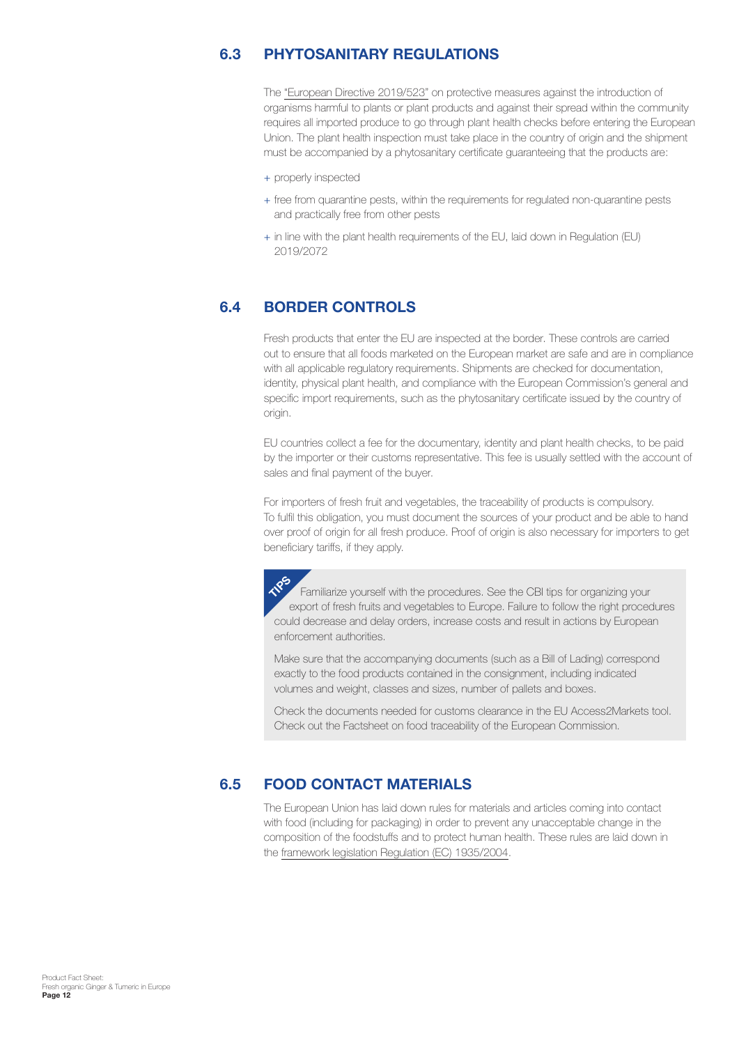## 6.3 PHYTOSANITARY REGULATIONS

The "European Directive 2019/523" on protective measures against the introduction of organisms harmful to plants or plant products and against their spread within the community requires all imported produce to go through plant health checks before entering the European Union. The plant health inspection must take place in the country of origin and the shipment must be accompanied by a phytosanitary certificate guaranteeing that the products are:

+ properly inspected
+ free from quarantine pests, within the requirements for regulated non-quarantine pests and practically free from other pests
+ in line with the plant health requirements of the EU, laid down in Regulation (EU) 2019/2072

## 6.4 BORDER CONTROLS

Fresh products that enter the EU are inspected at the border. These controls are carried out to ensure that all foods marketed on the European market are safe and are in compliance with all applicable regulatory requirements. Shipments are checked for documentation, identity, physical plant health, and compliance with the European Commission's general and specific import requirements, such as the phytosanitary certificate issued by the country of origin.

EU countries collect a fee for the documentary, identity and plant health checks, to be paid by the importer or their customs representative. This fee is usually settled with the account of sales and final payment of the buyer.

For importers of fresh fruit and vegetables, the traceability of products is compulsory. To fulfil this obligation, you must document the sources of your product and be able to hand over proof of origin for all fresh produce. Proof of origin is also necessary for importers to get beneficiary tariffs, if they apply.

> **TIPS**
>
> Familiarize yourself with the procedures. See the CBI tips for organizing your export of fresh fruits and vegetables to Europe. Failure to follow the right procedures could decrease and delay orders, increase costs and result in actions by European enforcement authorities.
>
> Make sure that the accompanying documents (such as a Bill of Lading) correspond exactly to the food products contained in the consignment, including indicated volumes and weight, classes and sizes, number of pallets and boxes.
>
> Check the documents needed for customs clearance in the EU Access2Markets tool. Check out the Factsheet on food traceability of the European Commission.

## 6.5 FOOD CONTACT MATERIALS

The European Union has laid down rules for materials and articles coming into contact with food (including for packaging) in order to prevent any unacceptable change in the composition of the foodstuffs and to protect human health. These rules are laid down in the framework legislation Regulation (EC) 1935/2004.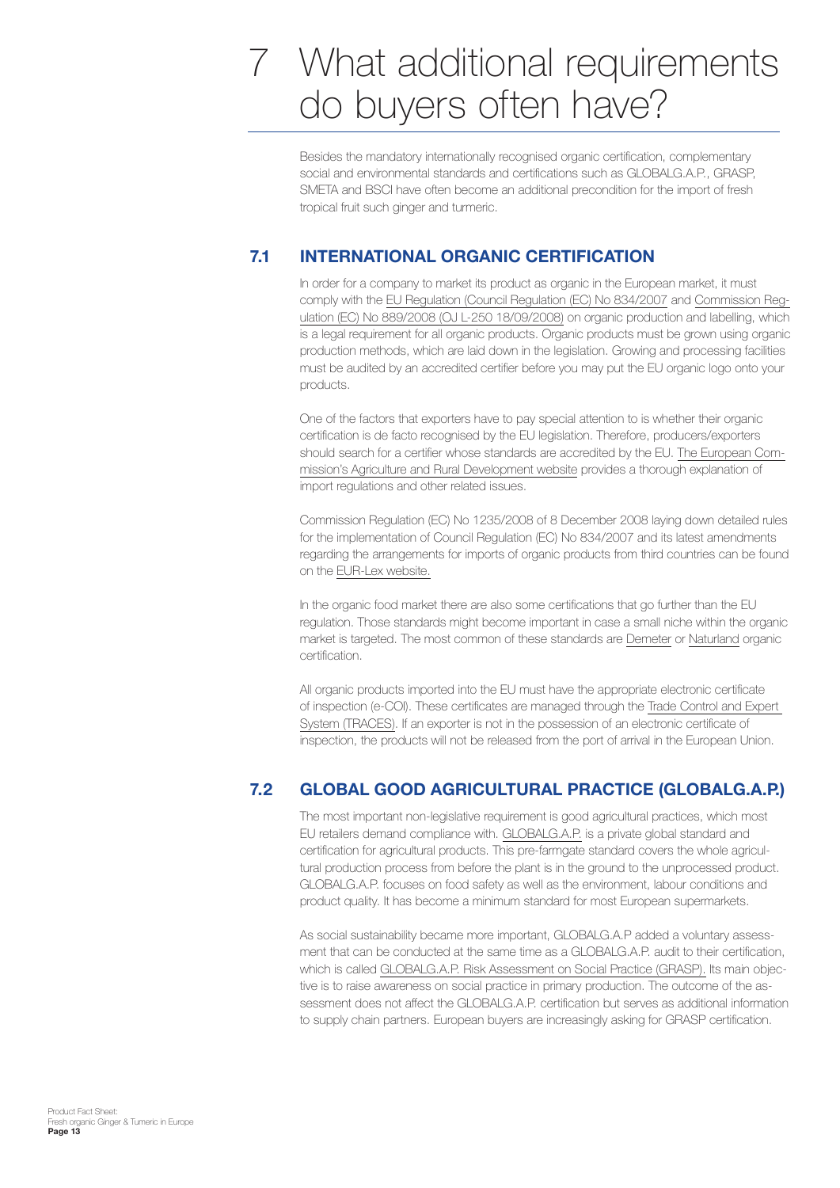# 7 What additional requirements do buyers often have?

Besides the mandatory internationally recognised organic certification, complementary social and environmental standards and certifications such as GLOBALG.A.P., GRASP, SMETA and BSCI have often become an additional precondition for the import of fresh tropical fruit such ginger and turmeric.

## 7.1 INTERNATIONAL ORGANIC CERTIFICATION

In order for a company to market its product as organic in the European market, it must comply with the EU Regulation (Council Regulation (EC) No 834/2007 and Commission Regulation (EC) No 889/2008 (OJ L-250 18/09/2008) on organic production and labelling, which is a legal requirement for all organic products. Organic products must be grown using organic production methods, which are laid down in the legislation. Growing and processing facilities must be audited by an accredited certifier before you may put the EU organic logo onto your products.

One of the factors that exporters have to pay special attention to is whether their organic certification is de facto recognised by the EU legislation. Therefore, producers/exporters should search for a certifier whose standards are accredited by the EU. The European Commission's Agriculture and Rural Development website provides a thorough explanation of import regulations and other related issues.

Commission Regulation (EC) No 1235/2008 of 8 December 2008 laying down detailed rules for the implementation of Council Regulation (EC) No 834/2007 and its latest amendments regarding the arrangements for imports of organic products from third countries can be found on the EUR-Lex website.

In the organic food market there are also some certifications that go further than the EU regulation. Those standards might become important in case a small niche within the organic market is targeted. The most common of these standards are Demeter or Naturland organic certification.

All organic products imported into the EU must have the appropriate electronic certificate of inspection (e-COI). These certificates are managed through the Trade Control and Expert System (TRACES). If an exporter is not in the possession of an electronic certificate of inspection, the products will not be released from the port of arrival in the European Union.

## 7.2 GLOBAL GOOD AGRICULTURAL PRACTICE (GLOBALG.A.P.)

The most important non-legislative requirement is good agricultural practices, which most EU retailers demand compliance with. GLOBALG.A.P. is a private global standard and certification for agricultural products. This pre-farmgate standard covers the whole agricultural production process from before the plant is in the ground to the unprocessed product. GLOBALG.A.P. focuses on food safety as well as the environment, labour conditions and product quality. It has become a minimum standard for most European supermarkets.

As social sustainability became more important, GLOBALG.A.P added a voluntary assessment that can be conducted at the same time as a GLOBALG.A.P. audit to their certification, which is called GLOBALG.A.P. Risk Assessment on Social Practice (GRASP). Its main objective is to raise awareness on social practice in primary production. The outcome of the assessment does not affect the GLOBALG.A.P. certification but serves as additional information to supply chain partners. European buyers are increasingly asking for GRASP certification.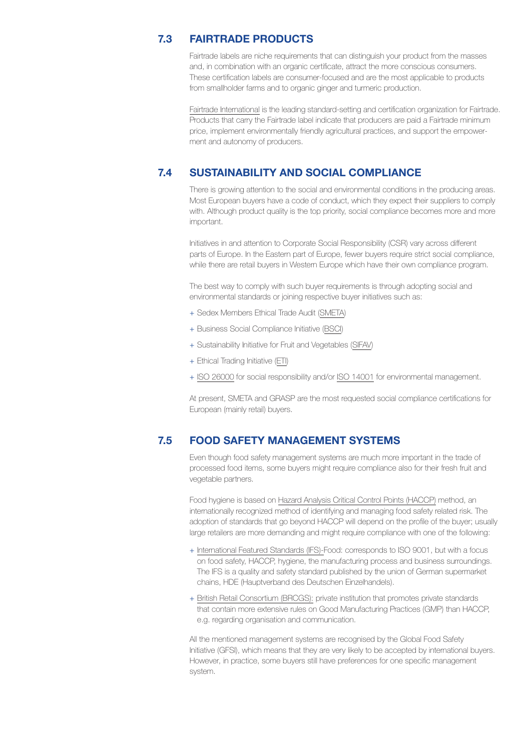## 7.3 FAIRTRADE PRODUCTS

Fairtrade labels are niche requirements that can distinguish your product from the masses and, in combination with an organic certificate, attract the more conscious consumers. These certification labels are consumer-focused and are the most applicable to products from smallholder farms and to organic ginger and turmeric production.

Fairtrade International is the leading standard-setting and certification organization for Fairtrade. Products that carry the Fairtrade label indicate that producers are paid a Fairtrade minimum price, implement environmentally friendly agricultural practices, and support the empowerment and autonomy of producers.

## 7.4 SUSTAINABILITY AND SOCIAL COMPLIANCE

There is growing attention to the social and environmental conditions in the producing areas. Most European buyers have a code of conduct, which they expect their suppliers to comply with. Although product quality is the top priority, social compliance becomes more and more important.

Initiatives in and attention to Corporate Social Responsibility (CSR) vary across different parts of Europe. In the Eastern part of Europe, fewer buyers require strict social compliance, while there are retail buyers in Western Europe which have their own compliance program.

The best way to comply with such buyer requirements is through adopting social and environmental standards or joining respective buyer initiatives such as:

+ Sedex Members Ethical Trade Audit (SMETA)
+ Business Social Compliance Initiative (BSCI)
+ Sustainability Initiative for Fruit and Vegetables (SIFAV)
+ Ethical Trading Initiative (ETI)
+ ISO 26000 for social responsibility and/or ISO 14001 for environmental management.

At present, SMETA and GRASP are the most requested social compliance certifications for European (mainly retail) buyers.

## 7.5 FOOD SAFETY MANAGEMENT SYSTEMS

Even though food safety management systems are much more important in the trade of processed food items, some buyers might require compliance also for their fresh fruit and vegetable partners.

Food hygiene is based on Hazard Analysis Critical Control Points (HACCP) method, an internationally recognized method of identifying and managing food safety related risk. The adoption of standards that go beyond HACCP will depend on the profile of the buyer; usually large retailers are more demanding and might require compliance with one of the following:

+ International Featured Standards (IFS)-Food: corresponds to ISO 9001, but with a focus on food safety, HACCP, hygiene, the manufacturing process and business surroundings. The IFS is a quality and safety standard published by the union of German supermarket chains, HDE (Hauptverband des Deutschen Einzelhandels).
+ British Retail Consortium (BRCGS): private institution that promotes private standards that contain more extensive rules on Good Manufacturing Practices (GMP) than HACCP, e.g. regarding organisation and communication.

All the mentioned management systems are recognised by the Global Food Safety Initiative (GFSI), which means that they are very likely to be accepted by international buyers. However, in practice, some buyers still have preferences for one specific management system.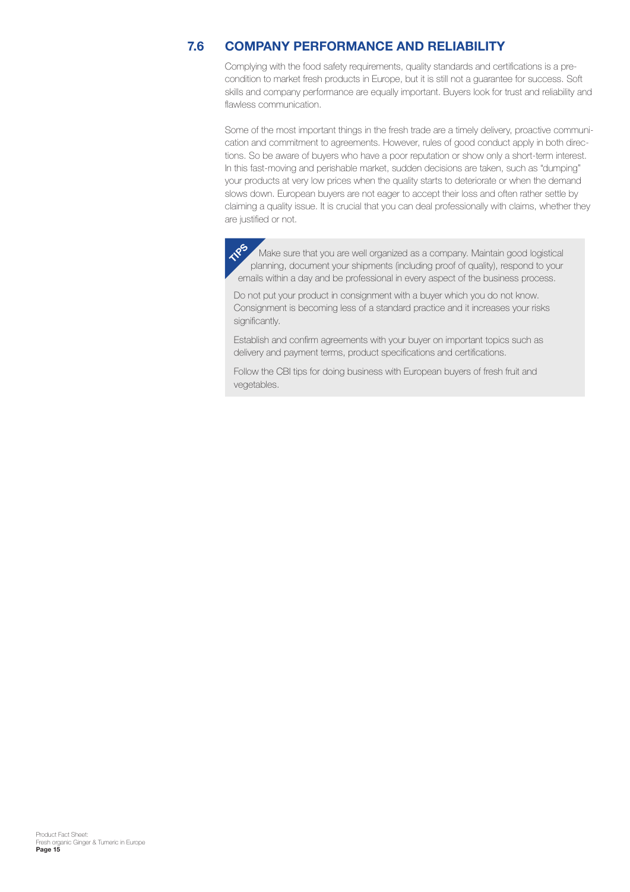## 7.6 COMPANY PERFORMANCE AND RELIABILITY

Complying with the food safety requirements, quality standards and certifications is a pre-condition to market fresh products in Europe, but it is still not a guarantee for success. Soft skills and company performance are equally important. Buyers look for trust and reliability and flawless communication.

Some of the most important things in the fresh trade are a timely delivery, proactive communication and commitment to agreements. However, rules of good conduct apply in both directions. So be aware of buyers who have a poor reputation or show only a short-term interest. In this fast-moving and perishable market, sudden decisions are taken, such as "dumping" your products at very low prices when the quality starts to deteriorate or when the demand slows down. European buyers are not eager to accept their loss and often rather settle by claiming a quality issue. It is crucial that you can deal professionally with claims, whether they are justified or not.

**TIPS**

Make sure that you are well organized as a company. Maintain good logistical planning, document your shipments (including proof of quality), respond to your emails within a day and be professional in every aspect of the business process.

Do not put your product in consignment with a buyer which you do not know. Consignment is becoming less of a standard practice and it increases your risks significantly.

Establish and confirm agreements with your buyer on important topics such as delivery and payment terms, product specifications and certifications.

Follow the CBI tips for doing business with European buyers of fresh fruit and vegetables.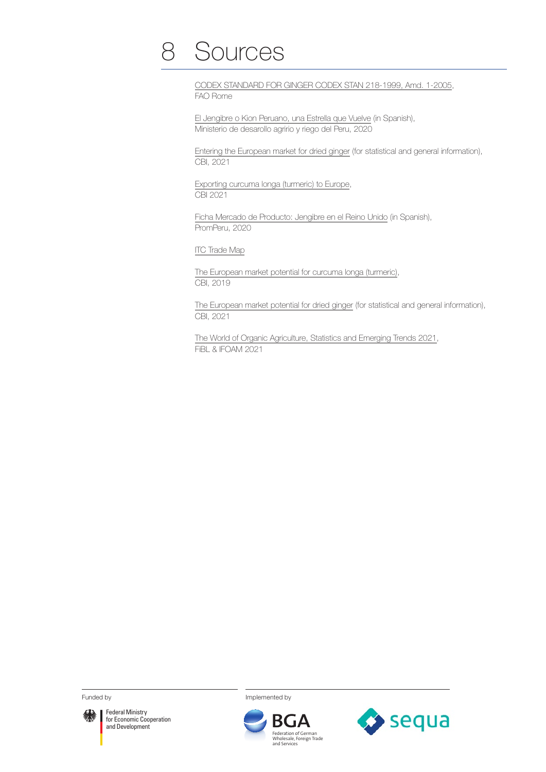# 8 Sources

CODEX STANDARD FOR GINGER CODEX STAN 218-1999, Amd. 1-2005, FAO Rome

El Jengibre o Kion Peruano, una Estrella que Vuelve (in Spanish), Ministerio de desarollo agririo y riego del Peru, 2020

Entering the European market for dried ginger (for statistical and general information), CBI, 2021

Exporting curcuma longa (turmeric) to Europe, CBI 2021

Ficha Mercado de Producto: Jengibre en el Reino Unido (in Spanish), PromPeru, 2020

ITC Trade Map

The European market potential for curcuma longa (turmeric), CBI, 2019

The European market potential for dried ginger (for statistical and general information), CBI, 2021

The World of Organic Agriculture, Statistics and Emerging Trends 2021, FiBL & IFOAM 2021

Funded by

Federal Ministry for Economic Cooperation and Development

Implemented by

BGA Federation of German Wholesale, Foreign Trade and Services

sequa